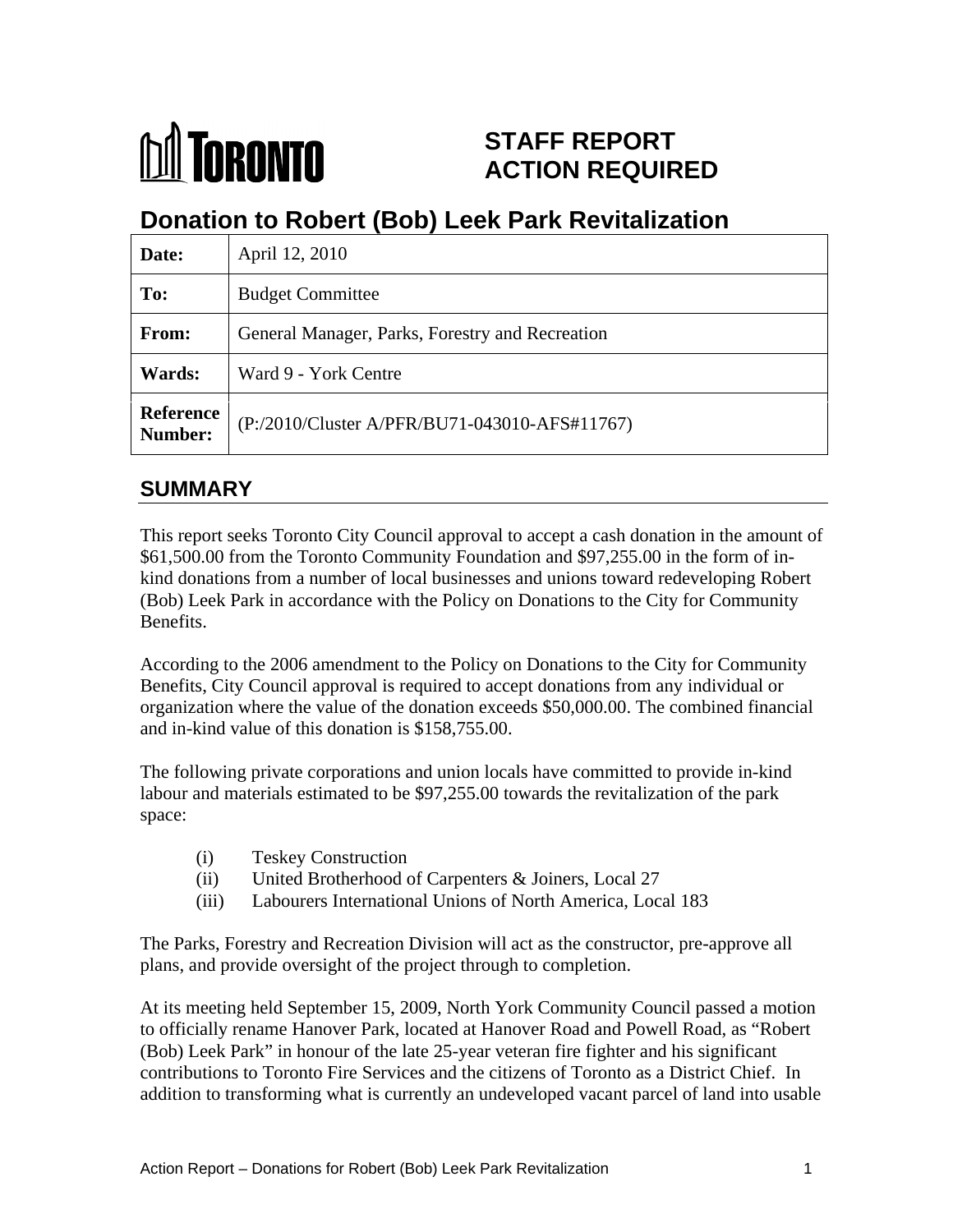**TORONTO**

# STAFF REPORT ACTION REQUIRED

# Donation to Robert (Bob) Leek Park Revitalization

| | |
|---|---|
| **Date:** | April 12, 2010 |
| **To:** | Budget Committee |
| **From:** | General Manager, Parks, Forestry and Recreation |
| **Wards:** | Ward 9 - York Centre |
| **Reference Number:** | (P:/2010/Cluster A/PFR/BU71-043010-AFS#11767) |

## SUMMARY

This report seeks Toronto City Council approval to accept a cash donation in the amount of $61,500.00 from the Toronto Community Foundation and $97,255.00 in the form of in-kind donations from a number of local businesses and unions toward redeveloping Robert (Bob) Leek Park in accordance with the Policy on Donations to the City for Community Benefits.

According to the 2006 amendment to the Policy on Donations to the City for Community Benefits, City Council approval is required to accept donations from any individual or organization where the value of the donation exceeds $50,000.00. The combined financial and in-kind value of this donation is $158,755.00.

The following private corporations and union locals have committed to provide in-kind labour and materials estimated to be $97,255.00 towards the revitalization of the park space:

(i) Teskey Construction
(ii) United Brotherhood of Carpenters & Joiners, Local 27
(iii) Labourers International Unions of North America, Local 183

The Parks, Forestry and Recreation Division will act as the constructor, pre-approve all plans, and provide oversight of the project through to completion.

At its meeting held September 15, 2009, North York Community Council passed a motion to officially rename Hanover Park, located at Hanover Road and Powell Road, as "Robert (Bob) Leek Park" in honour of the late 25-year veteran fire fighter and his significant contributions to Toronto Fire Services and the citizens of Toronto as a District Chief. In addition to transforming what is currently an undeveloped vacant parcel of land into usable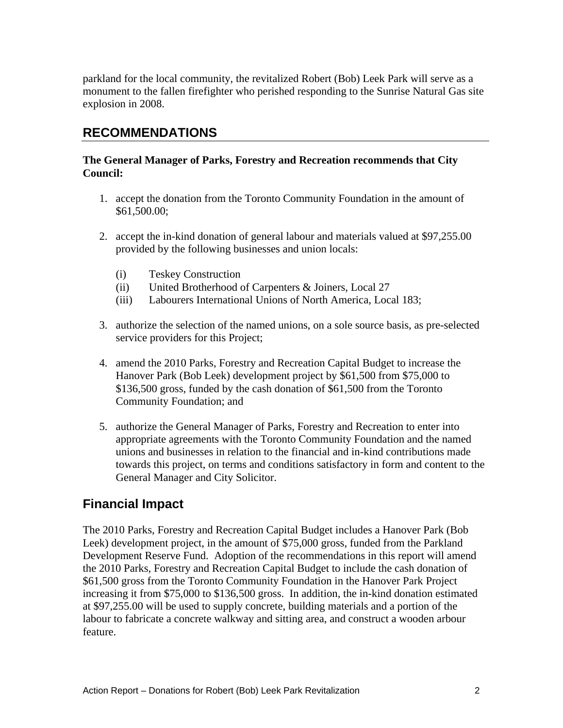parkland for the local community, the revitalized Robert (Bob) Leek Park will serve as a monument to the fallen firefighter who perished responding to the Sunrise Natural Gas site explosion in 2008.

## RECOMMENDATIONS

**The General Manager of Parks, Forestry and Recreation recommends that City Council:**

1. accept the donation from the Toronto Community Foundation in the amount of $61,500.00;

2. accept the in-kind donation of general labour and materials valued at $97,255.00 provided by the following businesses and union locals:

   (i) Teskey Construction
   (ii) United Brotherhood of Carpenters & Joiners, Local 27
   (iii) Labourers International Unions of North America, Local 183;

3. authorize the selection of the named unions, on a sole source basis, as pre-selected service providers for this Project;

4. amend the 2010 Parks, Forestry and Recreation Capital Budget to increase the Hanover Park (Bob Leek) development project by $61,500 from $75,000 to $136,500 gross, funded by the cash donation of $61,500 from the Toronto Community Foundation; and

5. authorize the General Manager of Parks, Forestry and Recreation to enter into appropriate agreements with the Toronto Community Foundation and the named unions and businesses in relation to the financial and in-kind contributions made towards this project, on terms and conditions satisfactory in form and content to the General Manager and City Solicitor.

## Financial Impact

The 2010 Parks, Forestry and Recreation Capital Budget includes a Hanover Park (Bob Leek) development project, in the amount of $75,000 gross, funded from the Parkland Development Reserve Fund. Adoption of the recommendations in this report will amend the 2010 Parks, Forestry and Recreation Capital Budget to include the cash donation of $61,500 gross from the Toronto Community Foundation in the Hanover Park Project increasing it from $75,000 to $136,500 gross. In addition, the in-kind donation estimated at $97,255.00 will be used to supply concrete, building materials and a portion of the labour to fabricate a concrete walkway and sitting area, and construct a wooden arbour feature.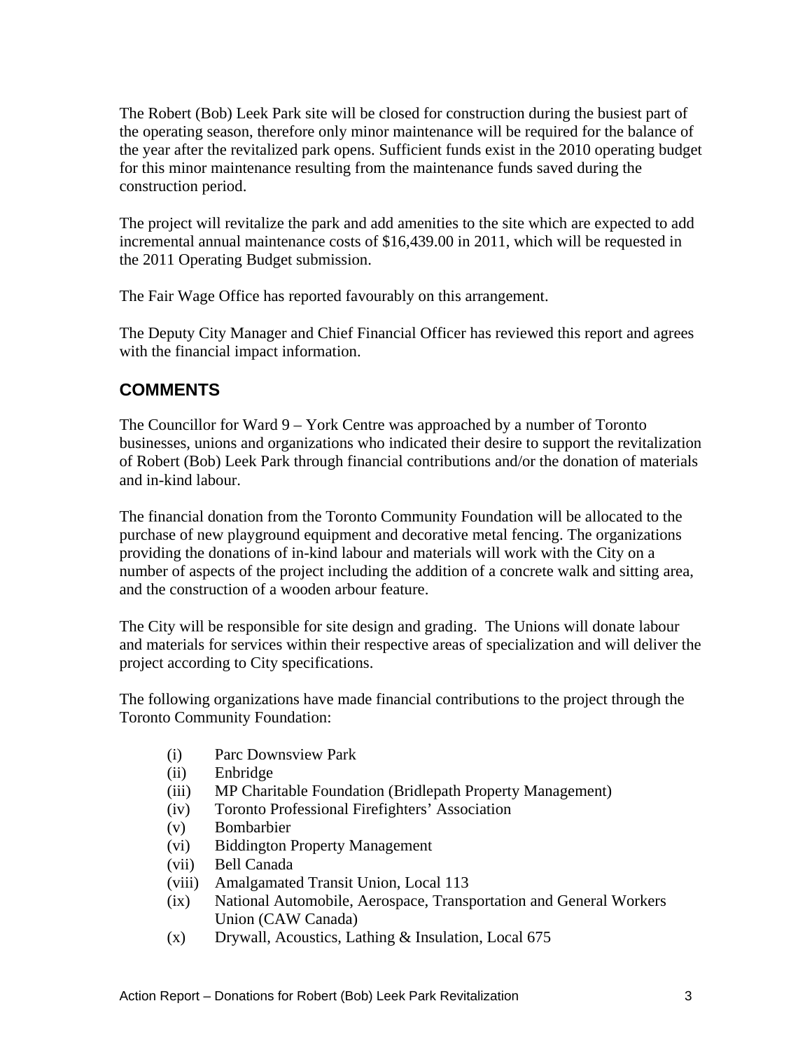The Robert (Bob) Leek Park site will be closed for construction during the busiest part of the operating season, therefore only minor maintenance will be required for the balance of the year after the revitalized park opens. Sufficient funds exist in the 2010 operating budget for this minor maintenance resulting from the maintenance funds saved during the construction period.

The project will revitalize the park and add amenities to the site which are expected to add incremental annual maintenance costs of $16,439.00 in 2011, which will be requested in the 2011 Operating Budget submission.

The Fair Wage Office has reported favourably on this arrangement.

The Deputy City Manager and Chief Financial Officer has reviewed this report and agrees with the financial impact information.

## COMMENTS

The Councillor for Ward 9 – York Centre was approached by a number of Toronto businesses, unions and organizations who indicated their desire to support the revitalization of Robert (Bob) Leek Park through financial contributions and/or the donation of materials and in-kind labour.

The financial donation from the Toronto Community Foundation will be allocated to the purchase of new playground equipment and decorative metal fencing. The organizations providing the donations of in-kind labour and materials will work with the City on a number of aspects of the project including the addition of a concrete walk and sitting area, and the construction of a wooden arbour feature.

The City will be responsible for site design and grading. The Unions will donate labour and materials for services within their respective areas of specialization and will deliver the project according to City specifications.

The following organizations have made financial contributions to the project through the Toronto Community Foundation:

- (i) Parc Downsview Park
- (ii) Enbridge
- (iii) MP Charitable Foundation (Bridlepath Property Management)
- (iv) Toronto Professional Firefighters' Association
- (v) Bombarbier
- (vi) Biddington Property Management
- (vii) Bell Canada
- (viii) Amalgamated Transit Union, Local 113
- (ix) National Automobile, Aerospace, Transportation and General Workers Union (CAW Canada)
- (x) Drywall, Acoustics, Lathing & Insulation, Local 675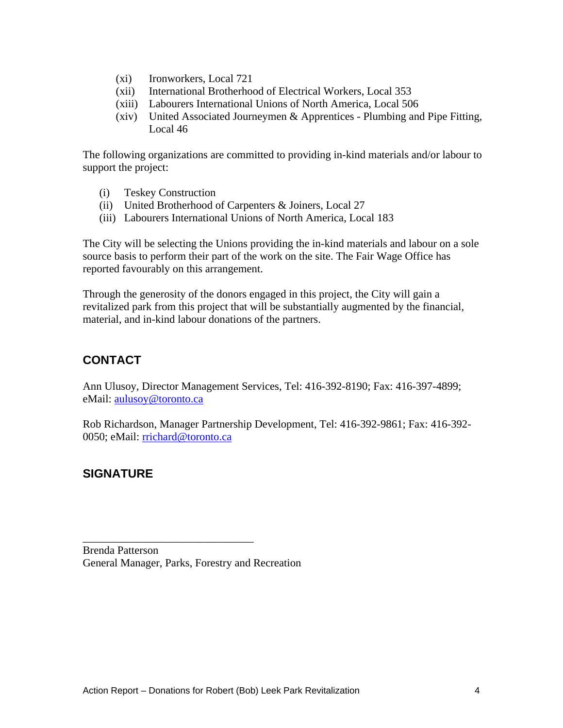(xi) Ironworkers, Local 721
(xii) International Brotherhood of Electrical Workers, Local 353
(xiii) Labourers International Unions of North America, Local 506
(xiv) United Associated Journeymen & Apprentices - Plumbing and Pipe Fitting, Local 46

The following organizations are committed to providing in-kind materials and/or labour to support the project:

(i) Teskey Construction
(ii) United Brotherhood of Carpenters & Joiners, Local 27
(iii) Labourers International Unions of North America, Local 183

The City will be selecting the Unions providing the in-kind materials and labour on a sole source basis to perform their part of the work on the site. The Fair Wage Office has reported favourably on this arrangement.

Through the generosity of the donors engaged in this project, the City will gain a revitalized park from this project that will be substantially augmented by the financial, material, and in-kind labour donations of the partners.

## CONTACT

Ann Ulusoy, Director Management Services, Tel: 416-392-8190; Fax: 416-397-4899; eMail: aulusoy@toronto.ca

Rob Richardson, Manager Partnership Development, Tel: 416-392-9861; Fax: 416-392-0050; eMail: rrichard@toronto.ca

## SIGNATURE

_______________________________

Brenda Patterson
General Manager, Parks, Forestry and Recreation